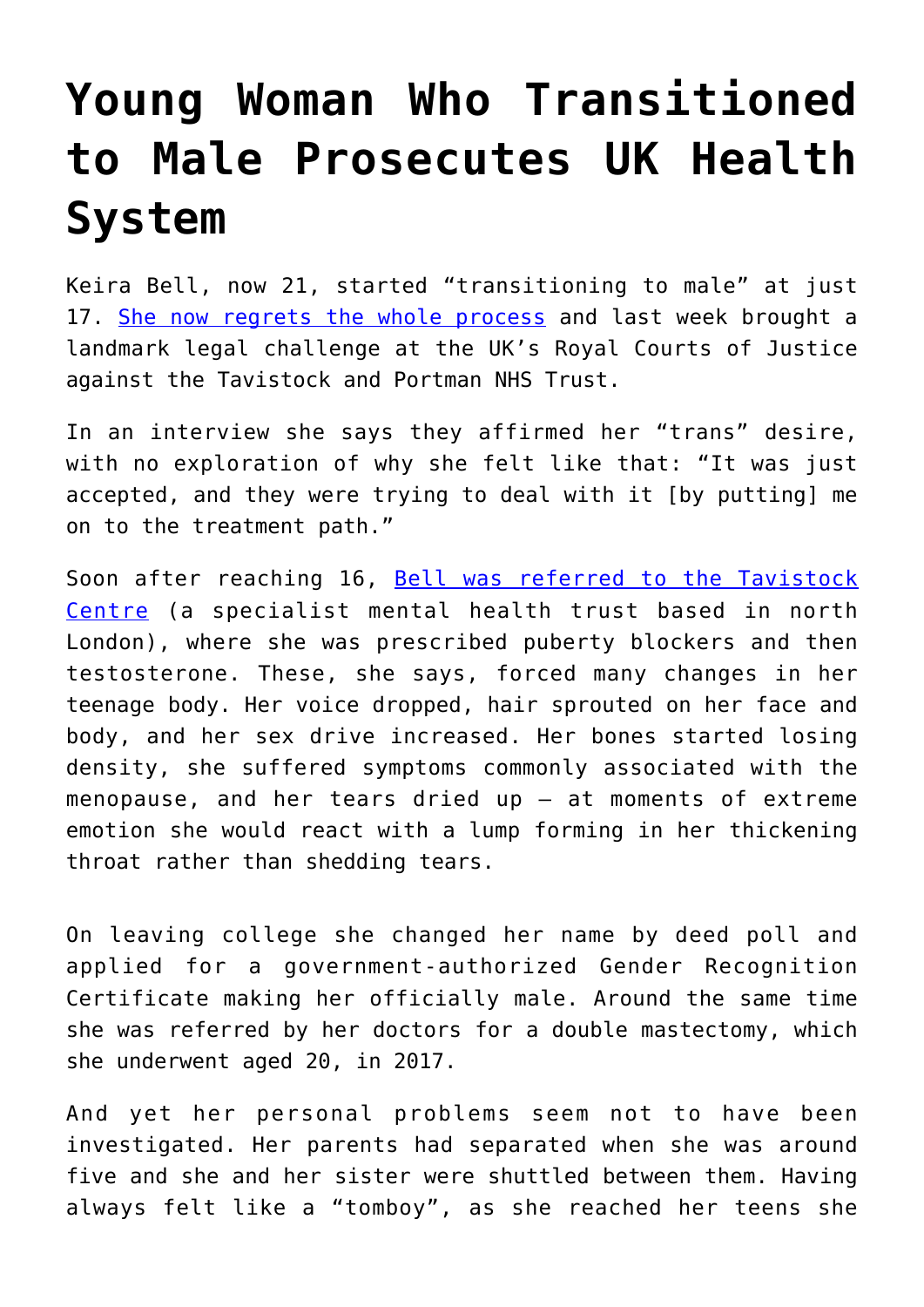# Young Woman Who Transitioned to Male Prosecutes UK Health System

Keira Bell, now 21, started "transitioning to male" at just 17. [She now regrets the whole process] and last week brought a landmark legal challenge at the UK's Royal Courts of Justice against the Tavistock and Portman NHS Trust.

In an interview she says they affirmed her "trans" desire, with no exploration of why she felt like that: "It was just accepted, and they were trying to deal with it [by putting] me on to the treatment path."

Soon after reaching 16, [Bell was referred to the Tavistock Centre] (a specialist mental health trust based in north London), where she was prescribed puberty blockers and then testosterone. These, she says, forced many changes in her teenage body. Her voice dropped, hair sprouted on her face and body, and her sex drive increased. Her bones started losing density, she suffered symptoms commonly associated with the menopause, and her tears dried up – at moments of extreme emotion she would react with a lump forming in her thickening throat rather than shedding tears.

On leaving college she changed her name by deed poll and applied for a government-authorized Gender Recognition Certificate making her officially male. Around the same time she was referred by her doctors for a double mastectomy, which she underwent aged 20, in 2017.

And yet her personal problems seem not to have been investigated. Her parents had separated when she was around five and she and her sister were shuttled between them. Having always felt like a "tomboy", as she reached her teens she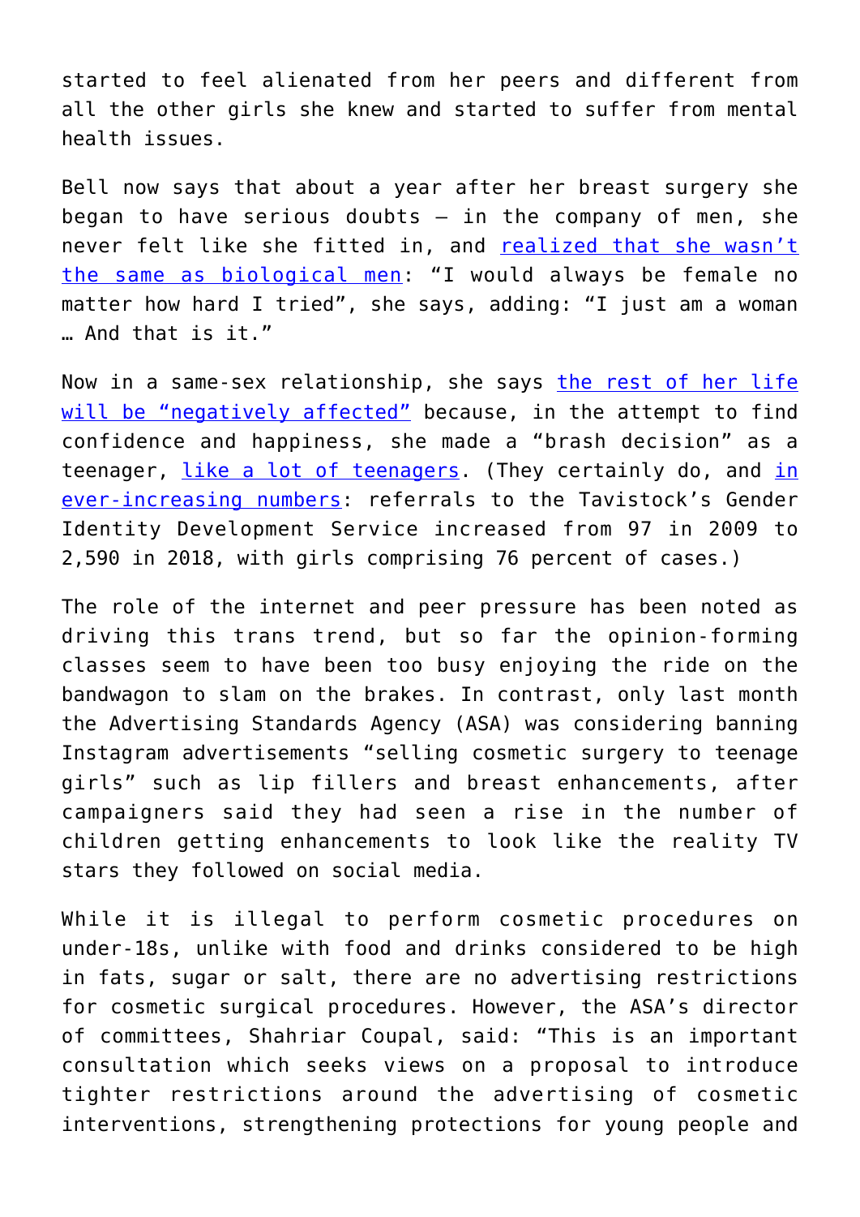started to feel alienated from her peers and different from all the other girls she knew and started to suffer from mental health issues.

Bell now says that about a year after her breast surgery she began to have serious doubts – in the company of men, she never felt like she fitted in, and realized that she wasn't the same as biological men: "I would always be female no matter how hard I tried", she says, adding: "I just am a woman … And that is it."

Now in a same-sex relationship, she says the rest of her life will be "negatively affected" because, in the attempt to find confidence and happiness, she made a "brash decision" as a teenager, like a lot of teenagers. (They certainly do, and in ever-increasing numbers: referrals to the Tavistock's Gender Identity Development Service increased from 97 in 2009 to 2,590 in 2018, with girls comprising 76 percent of cases.)

The role of the internet and peer pressure has been noted as driving this trans trend, but so far the opinion-forming classes seem to have been too busy enjoying the ride on the bandwagon to slam on the brakes. In contrast, only last month the Advertising Standards Agency (ASA) was considering banning Instagram advertisements "selling cosmetic surgery to teenage girls" such as lip fillers and breast enhancements, after campaigners said they had seen a rise in the number of children getting enhancements to look like the reality TV stars they followed on social media.

While it is illegal to perform cosmetic procedures on under-18s, unlike with food and drinks considered to be high in fats, sugar or salt, there are no advertising restrictions for cosmetic surgical procedures. However, the ASA's director of committees, Shahriar Coupal, said: "This is an important consultation which seeks views on a proposal to introduce tighter restrictions around the advertising of cosmetic interventions, strengthening protections for young people and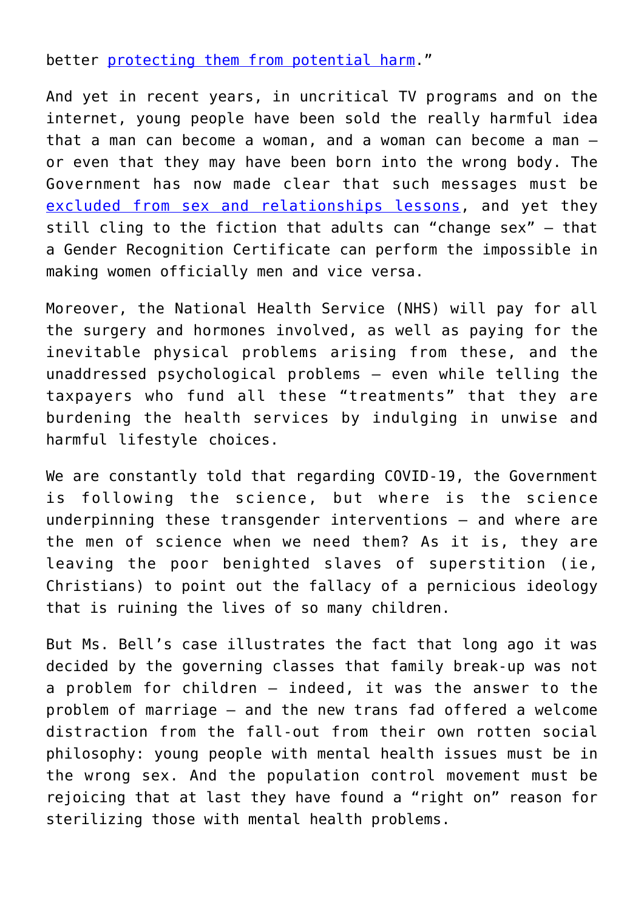better protecting them from potential harm."

And yet in recent years, in uncritical TV programs and on the internet, young people have been sold the really harmful idea that a man can become a woman, and a woman can become a man – or even that they may have been born into the wrong body. The Government has now made clear that such messages must be excluded from sex and relationships lessons, and yet they still cling to the fiction that adults can "change sex" – that a Gender Recognition Certificate can perform the impossible in making women officially men and vice versa.

Moreover, the National Health Service (NHS) will pay for all the surgery and hormones involved, as well as paying for the inevitable physical problems arising from these, and the unaddressed psychological problems – even while telling the taxpayers who fund all these "treatments" that they are burdening the health services by indulging in unwise and harmful lifestyle choices.

We are constantly told that regarding COVID-19, the Government is following the science, but where is the science underpinning these transgender interventions – and where are the men of science when we need them? As it is, they are leaving the poor benighted slaves of superstition (ie, Christians) to point out the fallacy of a pernicious ideology that is ruining the lives of so many children.

But Ms. Bell's case illustrates the fact that long ago it was decided by the governing classes that family break-up was not a problem for children – indeed, it was the answer to the problem of marriage – and the new trans fad offered a welcome distraction from the fall-out from their own rotten social philosophy: young people with mental health issues must be in the wrong sex. And the population control movement must be rejoicing that at last they have found a "right on" reason for sterilizing those with mental health problems.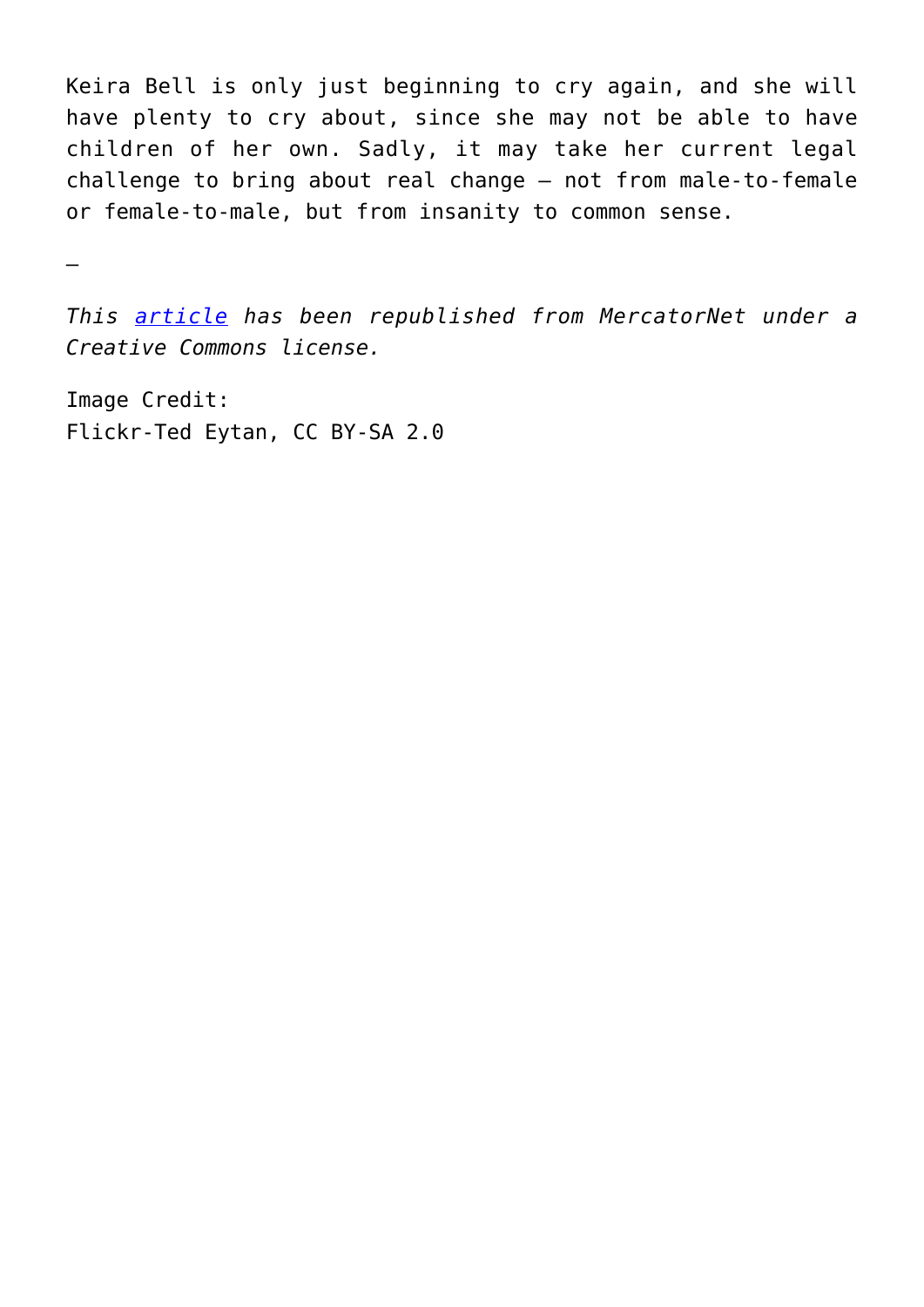Keira Bell is only just beginning to cry again, and she will have plenty to cry about, since she may not be able to have children of her own. Sadly, it may take her current legal challenge to bring about real change – not from male-to-female or female-to-male, but from insanity to common sense.

–

*This article has been republished from MercatorNet under a Creative Commons license.*

Image Credit:
Flickr-Ted Eytan, CC BY-SA 2.0